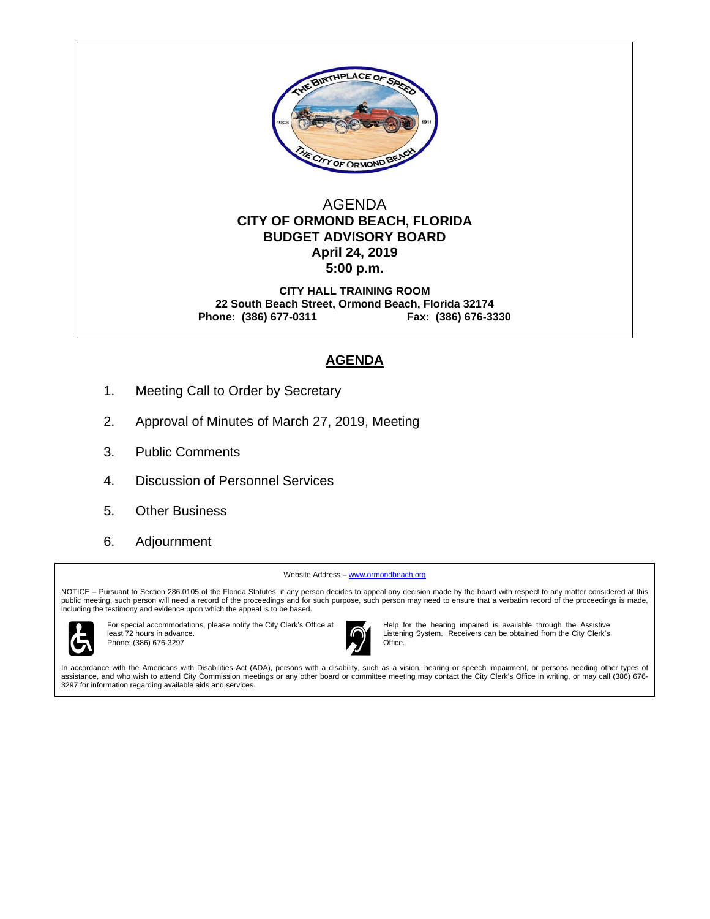# AGENDA

## CITY OF ORMOND BEACH, FLORIDA
## BUDGET ADVISORY BOARD
## April 24, 2019
## 5:00 p.m.

**CITY HALL TRAINING ROOM**
**22 South Beach Street, Ormond Beach, Florida 32174**
**Phone: (386) 677-0311 Fax: (386) 676-3330**

## AGENDA

1. Meeting Call to Order by Secretary
2. Approval of Minutes of March 27, 2019, Meeting
3. Public Comments
4. Discussion of Personnel Services
5. Other Business
6. Adjournment

---

Website Address – www.ormondbeach.org

NOTICE – Pursuant to Section 286.0105 of the Florida Statutes, if any person decides to appeal any decision made by the board with respect to any matter considered at this public meeting, such person will need a record of the proceedings and for such purpose, such person may need to ensure that a verbatim record of the proceedings is made, including the testimony and evidence upon which the appeal is to be based.

For special accommodations, please notify the City Clerk's Office at least 72 hours in advance.
Phone: (386) 676-3297

Help for the hearing impaired is available through the Assistive Listening System. Receivers can be obtained from the City Clerk's Office.

In accordance with the Americans with Disabilities Act (ADA), persons with a disability, such as a vision, hearing or speech impairment, or persons needing other types of assistance, and who wish to attend City Commission meetings or any other board or committee meeting may contact the City Clerk's Office in writing, or may call (386) 676-3297 for information regarding available aids and services.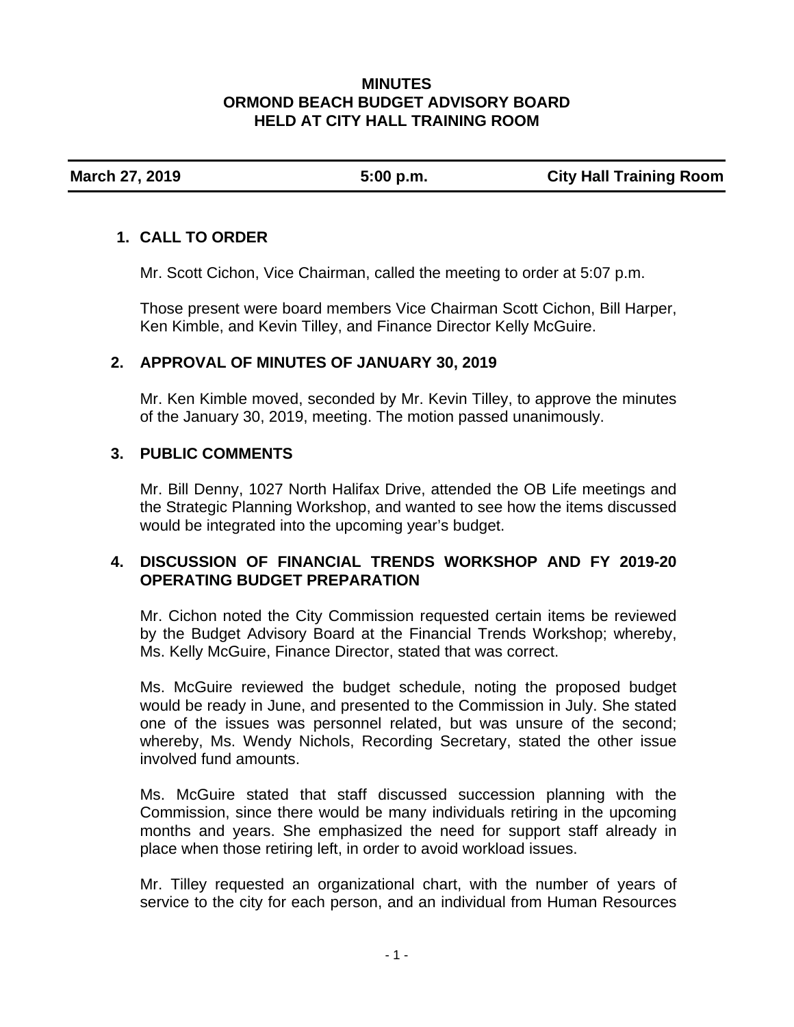**MINUTES**
**ORMOND BEACH BUDGET ADVISORY BOARD**
**HELD AT CITY HALL TRAINING ROOM**

| **March 27, 2019** | **5:00 p.m.** | **City Hall Training Room** |
|---|---|---|

## 1. CALL TO ORDER

Mr. Scott Cichon, Vice Chairman, called the meeting to order at 5:07 p.m.

Those present were board members Vice Chairman Scott Cichon, Bill Harper, Ken Kimble, and Kevin Tilley, and Finance Director Kelly McGuire.

## 2. APPROVAL OF MINUTES OF JANUARY 30, 2019

Mr. Ken Kimble moved, seconded by Mr. Kevin Tilley, to approve the minutes of the January 30, 2019, meeting. The motion passed unanimously.

## 3. PUBLIC COMMENTS

Mr. Bill Denny, 1027 North Halifax Drive, attended the OB Life meetings and the Strategic Planning Workshop, and wanted to see how the items discussed would be integrated into the upcoming year's budget.

## 4. DISCUSSION OF FINANCIAL TRENDS WORKSHOP AND FY 2019-20 OPERATING BUDGET PREPARATION

Mr. Cichon noted the City Commission requested certain items be reviewed by the Budget Advisory Board at the Financial Trends Workshop; whereby, Ms. Kelly McGuire, Finance Director, stated that was correct.

Ms. McGuire reviewed the budget schedule, noting the proposed budget would be ready in June, and presented to the Commission in July. She stated one of the issues was personnel related, but was unsure of the second; whereby, Ms. Wendy Nichols, Recording Secretary, stated the other issue involved fund amounts.

Ms. McGuire stated that staff discussed succession planning with the Commission, since there would be many individuals retiring in the upcoming months and years. She emphasized the need for support staff already in place when those retiring left, in order to avoid workload issues.

Mr. Tilley requested an organizational chart, with the number of years of service to the city for each person, and an individual from Human Resources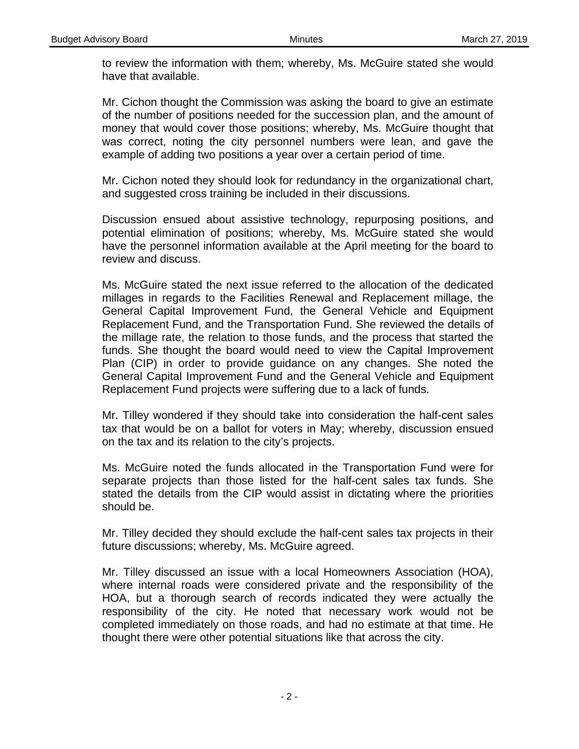to review the information with them; whereby, Ms. McGuire stated she would have that available.

Mr. Cichon thought the Commission was asking the board to give an estimate of the number of positions needed for the succession plan, and the amount of money that would cover those positions; whereby, Ms. McGuire thought that was correct, noting the city personnel numbers were lean, and gave the example of adding two positions a year over a certain period of time.

Mr. Cichon noted they should look for redundancy in the organizational chart, and suggested cross training be included in their discussions.

Discussion ensued about assistive technology, repurposing positions, and potential elimination of positions; whereby, Ms. McGuire stated she would have the personnel information available at the April meeting for the board to review and discuss.

Ms. McGuire stated the next issue referred to the allocation of the dedicated millages in regards to the Facilities Renewal and Replacement millage, the General Capital Improvement Fund, the General Vehicle and Equipment Replacement Fund, and the Transportation Fund. She reviewed the details of the millage rate, the relation to those funds, and the process that started the funds. She thought the board would need to view the Capital Improvement Plan (CIP) in order to provide guidance on any changes. She noted the General Capital Improvement Fund and the General Vehicle and Equipment Replacement Fund projects were suffering due to a lack of funds.

Mr. Tilley wondered if they should take into consideration the half-cent sales tax that would be on a ballot for voters in May; whereby, discussion ensued on the tax and its relation to the city's projects.

Ms. McGuire noted the funds allocated in the Transportation Fund were for separate projects than those listed for the half-cent sales tax funds. She stated the details from the CIP would assist in dictating where the priorities should be.

Mr. Tilley decided they should exclude the half-cent sales tax projects in their future discussions; whereby, Ms. McGuire agreed.

Mr. Tilley discussed an issue with a local Homeowners Association (HOA), where internal roads were considered private and the responsibility of the HOA, but a thorough search of records indicated they were actually the responsibility of the city. He noted that necessary work would not be completed immediately on those roads, and had no estimate at that time. He thought there were other potential situations like that across the city.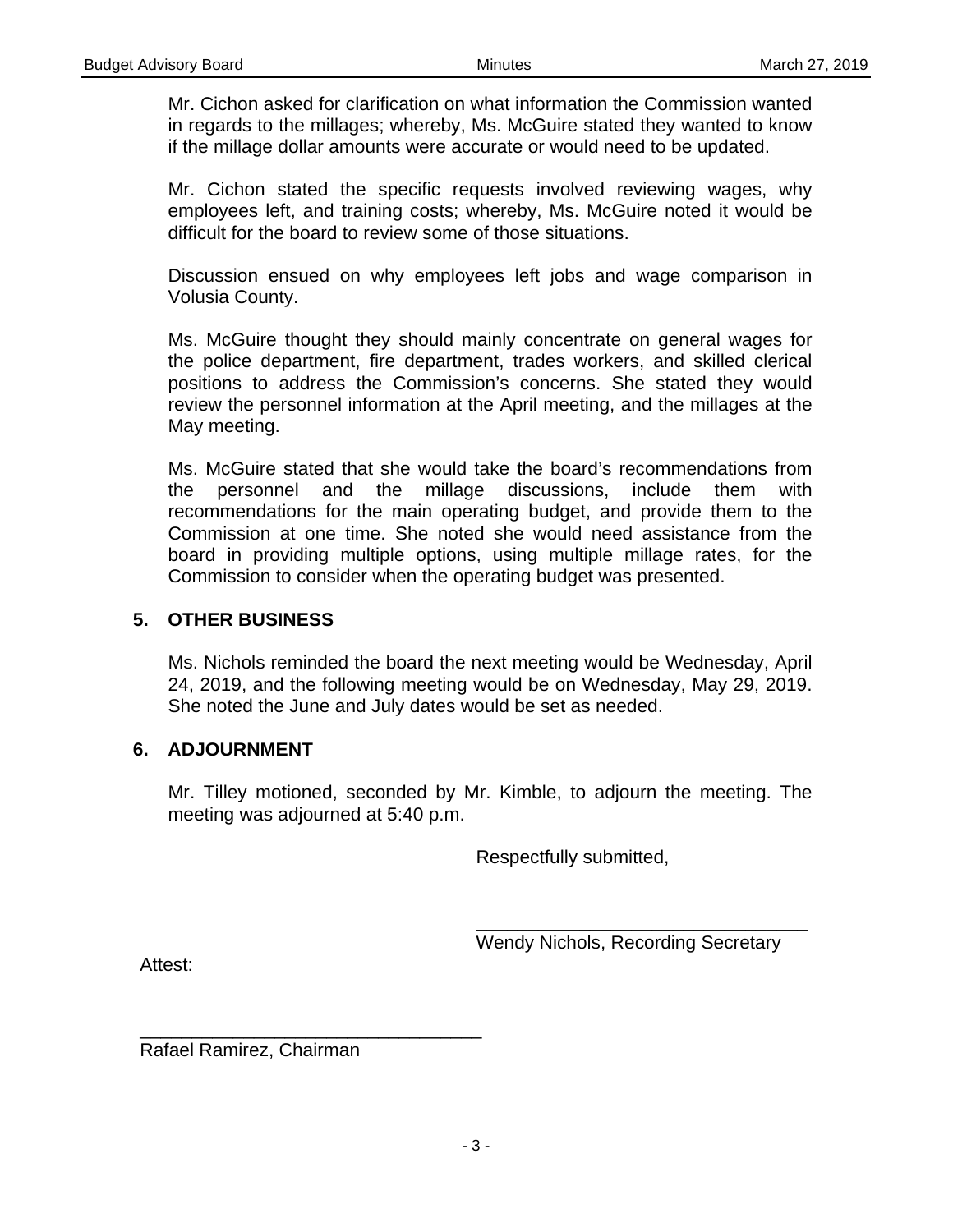Mr. Cichon asked for clarification on what information the Commission wanted in regards to the millages; whereby, Ms. McGuire stated they wanted to know if the millage dollar amounts were accurate or would need to be updated.

Mr. Cichon stated the specific requests involved reviewing wages, why employees left, and training costs; whereby, Ms. McGuire noted it would be difficult for the board to review some of those situations.

Discussion ensued on why employees left jobs and wage comparison in Volusia County.

Ms. McGuire thought they should mainly concentrate on general wages for the police department, fire department, trades workers, and skilled clerical positions to address the Commission's concerns. She stated they would review the personnel information at the April meeting, and the millages at the May meeting.

Ms. McGuire stated that she would take the board's recommendations from the personnel and the millage discussions, include them with recommendations for the main operating budget, and provide them to the Commission at one time. She noted she would need assistance from the board in providing multiple options, using multiple millage rates, for the Commission to consider when the operating budget was presented.

## 5. OTHER BUSINESS

Ms. Nichols reminded the board the next meeting would be Wednesday, April 24, 2019, and the following meeting would be on Wednesday, May 29, 2019. She noted the June and July dates would be set as needed.

## 6. ADJOURNMENT

Mr. Tilley motioned, seconded by Mr. Kimble, to adjourn the meeting. The meeting was adjourned at 5:40 p.m.

Respectfully submitted,

\_\_\_\_\_\_\_\_\_\_\_\_\_\_\_\_\_\_\_\_\_\_\_\_\_\_\_\_\_\_\_\_
Wendy Nichols, Recording Secretary

Attest:

\_\_\_\_\_\_\_\_\_\_\_\_\_\_\_\_\_\_\_\_\_\_\_\_\_\_\_\_\_\_\_\_
Rafael Ramirez, Chairman